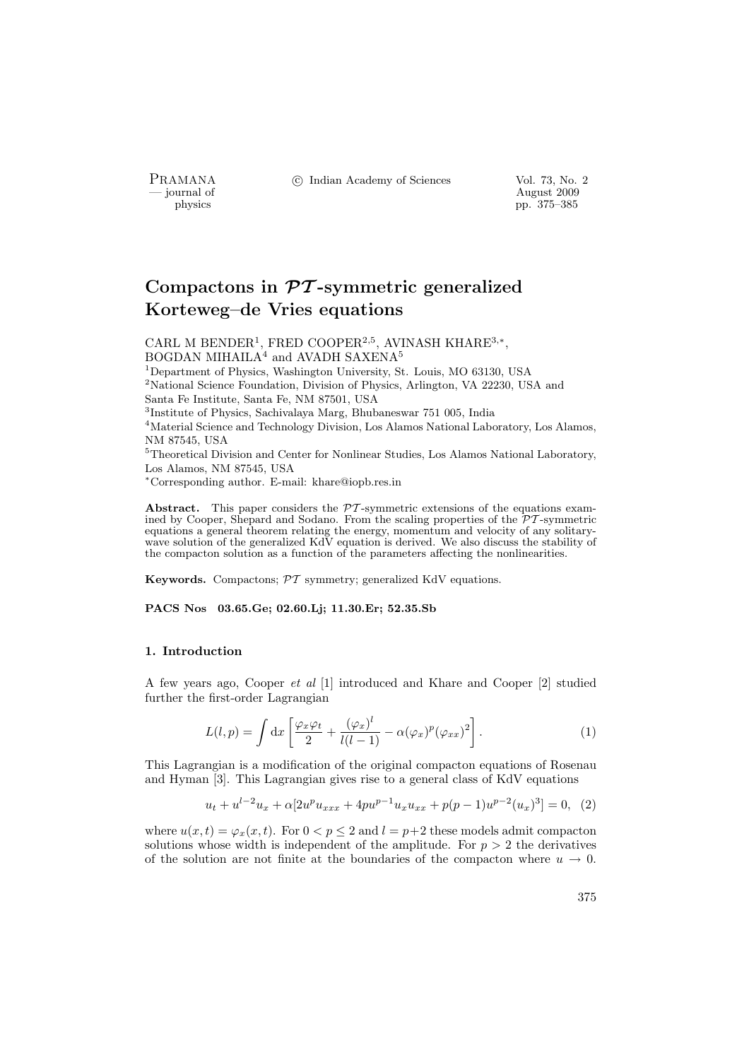# Compactons in $\mathcal{PT}$-symmetric generalized Korteweg–de Vries equations

CARL M BENDER[1], FRED COOPER[2,5], AVINASH KHARE[3,*], BOGDAN MIHAILA[4] and AVADH SAXENA[5]

[1]Department of Physics, Washington University, St. Louis, MO 63130, USA
[2]National Science Foundation, Division of Physics, Arlington, VA 22230, USA and Santa Fe Institute, Santa Fe, NM 87501, USA
[3]Institute of Physics, Sachivalaya Marg, Bhubaneswar 751 005, India
[4]Material Science and Technology Division, Los Alamos National Laboratory, Los Alamos, NM 87545, USA
[5]Theoretical Division and Center for Nonlinear Studies, Los Alamos National Laboratory, Los Alamos, NM 87545, USA
[*]Corresponding author. E-mail: khare@iopb.res.in

**Abstract.** This paper considers the $\mathcal{PT}$-symmetric extensions of the equations examined by Cooper, Shepard and Sodano. From the scaling properties of the $\mathcal{PT}$-symmetric equations a general theorem relating the energy, momentum and velocity of any solitary-wave solution of the generalized KdV equation is derived. We also discuss the stability of the compacton solution as a function of the parameters affecting the nonlinearities.

**Keywords.** Compactons; $\mathcal{PT}$ symmetry; generalized KdV equations.

**PACS Nos 03.65.Ge; 02.60.Lj; 11.30.Er; 52.35.Sb**

## 1. Introduction

A few years ago, Cooper *et al* [1] introduced and Khare and Cooper [2] studied further the first-order Lagrangian

$$L(l,p) = \int \mathrm{d}x \left[ \frac{\varphi_x \varphi_t}{2} + \frac{(\varphi_x)^l}{l(l-1)} - \alpha(\varphi_x)^p(\varphi_{xx})^2 \right]. \quad (1)$$

This Lagrangian is a modification of the original compacton equations of Rosenau and Hyman [3]. This Lagrangian gives rise to a general class of KdV equations

$$u_t + u^{l-2}u_x + \alpha[2u^p u_{xxx} + 4pu^{p-1}u_x u_{xx} + p(p-1)u^{p-2}(u_x)^3] = 0, \quad (2)$$

where $u(x,t) = \varphi_x(x,t)$. For $0 < p \leq 2$ and $l = p+2$ these models admit compacton solutions whose width is independent of the amplitude. For $p > 2$ the derivatives of the solution are not finite at the boundaries of the compacton where $u \to 0$.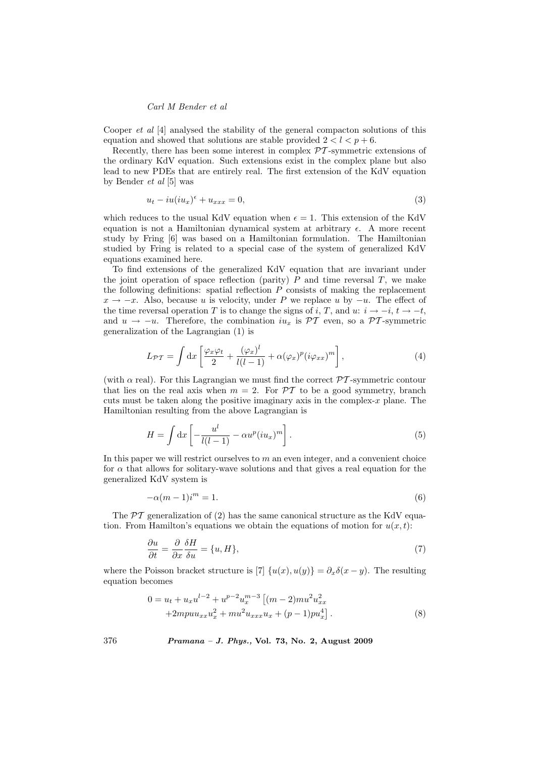Cooper *et al* [4] analysed the stability of the general compacton solutions of this equation and showed that solutions are stable provided $2 < l < p + 6$.

Recently, there has been some interest in complex $\mathcal{PT}$-symmetric extensions of the ordinary KdV equation. Such extensions exist in the complex plane but also lead to new PDEs that are entirely real. The first extension of the KdV equation by Bender *et al* [5] was

$$u_t - iu(iu_x)^\epsilon + u_{xxx} = 0, \tag{3}$$

which reduces to the usual KdV equation when $\epsilon = 1$. This extension of the KdV equation is not a Hamiltonian dynamical system at arbitrary $\epsilon$. A more recent study by Fring [6] was based on a Hamiltonian formulation. The Hamiltonian studied by Fring is related to a special case of the system of generalized KdV equations examined here.

To find extensions of the generalized KdV equation that are invariant under the joint operation of space reflection (parity) $P$ and time reversal $T$, we make the following definitions: spatial reflection $P$ consists of making the replacement $x \to -x$. Also, because $u$ is velocity, under $P$ we replace $u$ by $-u$. The effect of the time reversal operation $T$ is to change the signs of $i$, $T$, and $u$: $i \to -i$, $t \to -t$, and $u \to -u$. Therefore, the combination $iu_x$ is $\mathcal{PT}$ even, so a $\mathcal{PT}$-symmetric generalization of the Lagrangian (1) is

$$L_{\mathcal{PT}} = \int \mathrm{d}x \left[ \frac{\varphi_x \varphi_t}{2} + \frac{(\varphi_x)^l}{l(l-1)} + \alpha(\varphi_x)^p (i\varphi_{xx})^m \right], \tag{4}$$

(with $\alpha$ real). For this Lagrangian we must find the correct $\mathcal{PT}$-symmetric contour that lies on the real axis when $m = 2$. For $\mathcal{PT}$ to be a good symmetry, branch cuts must be taken along the positive imaginary axis in the complex-$x$ plane. The Hamiltonian resulting from the above Lagrangian is

$$H = \int \mathrm{d}x \left[ -\frac{u^l}{l(l-1)} - \alpha u^p (iu_x)^m \right]. \tag{5}$$

In this paper we will restrict ourselves to $m$ an even integer, and a convenient choice for $\alpha$ that allows for solitary-wave solutions and that gives a real equation for the generalized KdV system is

$$-\alpha(m-1)i^m = 1. \tag{6}$$

The $\mathcal{PT}$ generalization of (2) has the same canonical structure as the KdV equation. From Hamilton's equations we obtain the equations of motion for $u(x,t)$:

$$\frac{\partial u}{\partial t} = \frac{\partial}{\partial x} \frac{\delta H}{\delta u} = \{u, H\}, \tag{7}$$

where the Poisson bracket structure is [7] $\{u(x), u(y)\} = \partial_x \delta(x - y)$. The resulting equation becomes

$$\begin{aligned} 0 = u_t + u_x u^{l-2} + u^{p-2} u_x^{m-3} \big[ &(m-2)mu^2 u_{xx}^2 \\ &+ 2mpuu_{xx}u_x^2 + mu^2 u_{xxx}u_x + (p-1)pu_x^4 \big]. \end{aligned} \tag{8}$$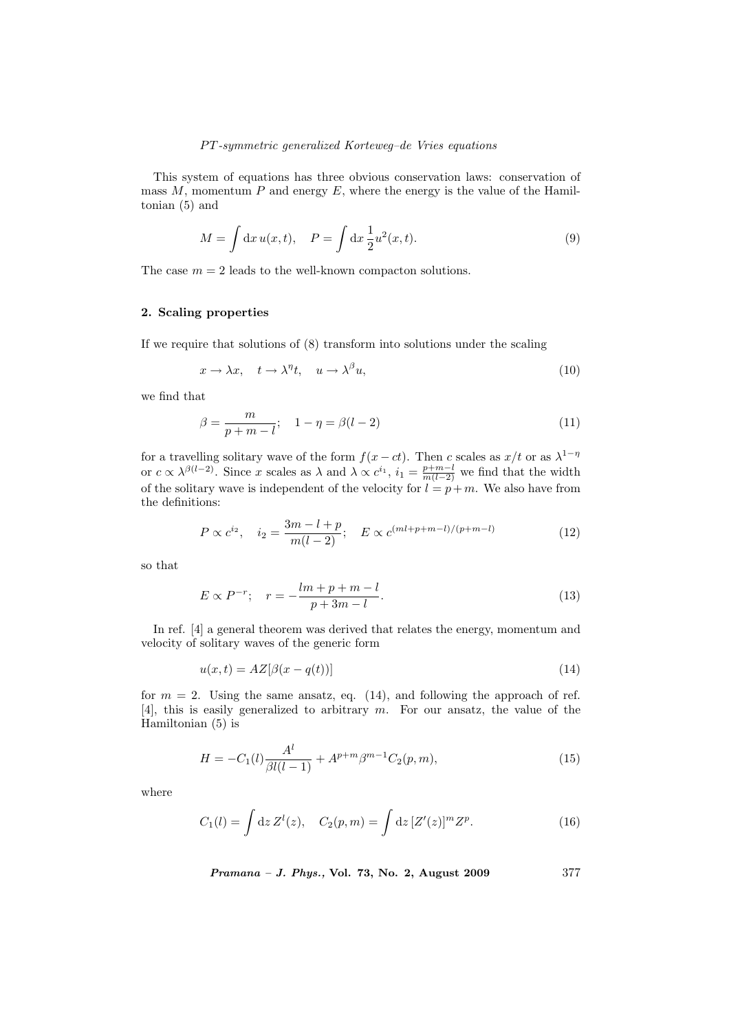This system of equations has three obvious conservation laws: conservation of mass $M$, momentum $P$ and energy $E$, where the energy is the value of the Hamiltonian (5) and

$$M = \int \mathrm{d}x \, u(x,t), \quad P = \int \mathrm{d}x \, \frac{1}{2} u^2(x,t). \tag{9}$$

The case $m = 2$ leads to the well-known compacton solutions.

## 2. Scaling properties

If we require that solutions of (8) transform into solutions under the scaling

$$x \to \lambda x, \quad t \to \lambda^\eta t, \quad u \to \lambda^\beta u, \tag{10}$$

we find that

$$\beta = \frac{m}{p+m-l}; \quad 1 - \eta = \beta(l-2) \tag{11}$$

for a travelling solitary wave of the form $f(x-ct)$. Then $c$ scales as $x/t$ or as $\lambda^{1-\eta}$ or $c \propto \lambda^{\beta(l-2)}$. Since $x$ scales as $\lambda$ and $\lambda \propto c^{i_1}$, $i_1 = \frac{p+m-l}{m(l-2)}$ we find that the width of the solitary wave is independent of the velocity for $l = p + m$. We also have from the definitions:

$$P \propto c^{i_2}, \quad i_2 = \frac{3m-l+p}{m(l-2)}; \quad E \propto c^{(ml+p+m-l)/(p+m-l)} \tag{12}$$

so that

$$E \propto P^{-r}; \quad r = -\frac{lm+p+m-l}{p+3m-l}. \tag{13}$$

In ref. [4] a general theorem was derived that relates the energy, momentum and velocity of solitary waves of the generic form

$$u(x,t) = AZ[\beta(x-q(t))] \tag{14}$$

for $m = 2$. Using the same ansatz, eq. (14), and following the approach of ref. [4], this is easily generalized to arbitrary $m$. For our ansatz, the value of the Hamiltonian (5) is

$$H = -C_1(l) \frac{A^l}{\beta l(l-1)} + A^{p+m} \beta^{m-1} C_2(p,m), \tag{15}$$

where

$$C_1(l) = \int \mathrm{d}z \, Z^l(z), \quad C_2(p,m) = \int \mathrm{d}z \, [Z'(z)]^m Z^p. \tag{16}$$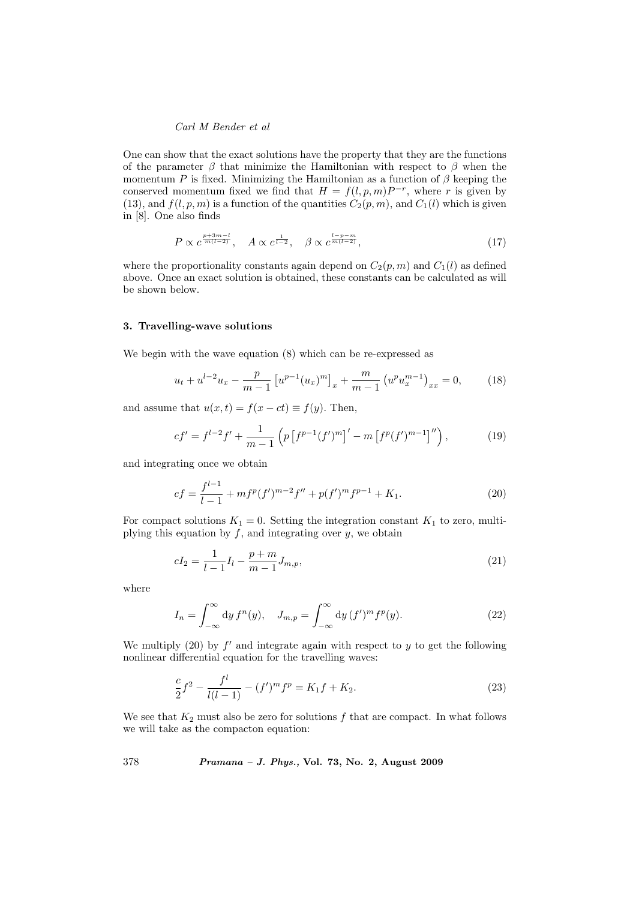One can show that the exact solutions have the property that they are the functions of the parameter $\beta$ that minimize the Hamiltonian with respect to $\beta$ when the momentum $P$ is fixed. Minimizing the Hamiltonian as a function of $\beta$ keeping the conserved momentum fixed we find that $H = f(l,p,m)P^{-r}$, where $r$ is given by (13), and $f(l,p,m)$ is a function of the quantities $C_2(p,m)$, and $C_1(l)$ which is given in [8]. One also finds

$$P \propto c^{\frac{p+3m-l}{m(l-2)}}, \quad A \propto c^{\frac{1}{l-2}}, \quad \beta \propto c^{\frac{l-p-m}{m(l-2)}}, \tag{17}$$

where the proportionality constants again depend on $C_2(p,m)$ and $C_1(l)$ as defined above. Once an exact solution is obtained, these constants can be calculated as will be shown below.

### 3. Travelling-wave solutions

We begin with the wave equation (8) which can be re-expressed as

$$u_t + u^{l-2}u_x - \frac{p}{m-1}\left[u^{p-1}(u_x)^m\right]_x + \frac{m}{m-1}\left(u^p u_x^{m-1}\right)_{xx} = 0, \tag{18}$$

and assume that $u(x,t) = f(x-ct) \equiv f(y)$. Then,

$$cf' = f^{l-2}f' + \frac{1}{m-1}\left(p\left[f^{p-1}(f')^m\right]' - m\left[f^p(f')^{m-1}\right]''\right), \tag{19}$$

and integrating once we obtain

$$cf = \frac{f^{l-1}}{l-1} + mf^p(f')^{m-2}f'' + p(f')^m f^{p-1} + K_1. \tag{20}$$

For compact solutions $K_1 = 0$. Setting the integration constant $K_1$ to zero, multiplying this equation by $f$, and integrating over $y$, we obtain

$$cI_2 = \frac{1}{l-1}I_l - \frac{p+m}{m-1}J_{m,p}, \tag{21}$$

where

$$I_n = \int_{-\infty}^{\infty} \mathrm{d}y\, f^n(y), \quad J_{m,p} = \int_{-\infty}^{\infty} \mathrm{d}y\,(f')^m f^p(y). \tag{22}$$

We multiply (20) by $f'$ and integrate again with respect to $y$ to get the following nonlinear differential equation for the travelling waves:

$$\frac{c}{2}f^2 - \frac{f^l}{l(l-1)} - (f')^m f^p = K_1 f + K_2. \tag{23}$$

We see that $K_2$ must also be zero for solutions $f$ that are compact. In what follows we will take as the compacton equation: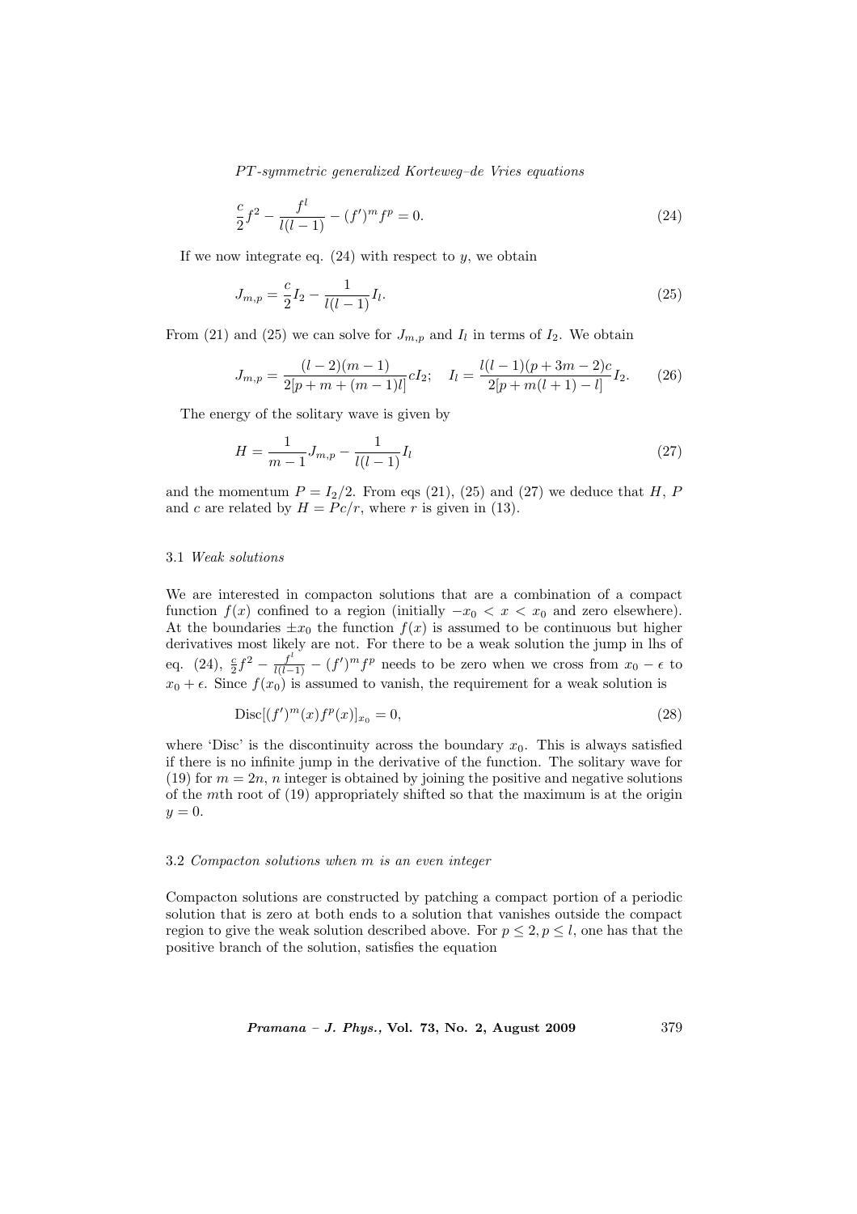$$\frac{c}{2}f^2 - \frac{f^l}{l(l-1)} - (f')^m f^p = 0. \tag{24}$$

If we now integrate eq. (24) with respect to $y$, we obtain

$$J_{m,p} = \frac{c}{2}I_2 - \frac{1}{l(l-1)}I_l. \tag{25}$$

From (21) and (25) we can solve for $J_{m,p}$ and $I_l$ in terms of $I_2$. We obtain

$$J_{m,p} = \frac{(l-2)(m-1)}{2[p+m+(m-1)l]}cI_2; \quad I_l = \frac{l(l-1)(p+3m-2)c}{2[p+m(l+1)-l]}I_2. \tag{26}$$

The energy of the solitary wave is given by

$$H = \frac{1}{m-1}J_{m,p} - \frac{1}{l(l-1)}I_l \tag{27}$$

and the momentum $P = I_2/2$. From eqs (21), (25) and (27) we deduce that $H$, $P$ and $c$ are related by $H = Pc/r$, where $r$ is given in (13).

### 3.1 *Weak solutions*

We are interested in compacton solutions that are a combination of a compact function $f(x)$ confined to a region (initially $-x_0 < x < x_0$ and zero elsewhere). At the boundaries $\pm x_0$ the function $f(x)$ is assumed to be continuous but higher derivatives most likely are not. For there to be a weak solution the jump in lhs of eq. (24), $\frac{c}{2}f^2 - \frac{f^l}{l(l-1)} - (f')^m f^p$ needs to be zero when we cross from $x_0 - \epsilon$ to $x_0 + \epsilon$. Since $f(x_0)$ is assumed to vanish, the requirement for a weak solution is

$$\text{Disc}[(f')^m(x)f^p(x)]_{x_0} = 0, \tag{28}$$

where 'Disc' is the discontinuity across the boundary $x_0$. This is always satisfied if there is no infinite jump in the derivative of the function. The solitary wave for (19) for $m = 2n$, $n$ integer is obtained by joining the positive and negative solutions of the $m$th root of (19) appropriately shifted so that the maximum is at the origin $y = 0$.

### 3.2 *Compacton solutions when m is an even integer*

Compacton solutions are constructed by patching a compact portion of a periodic solution that is zero at both ends to a solution that vanishes outside the compact region to give the weak solution described above. For $p \leq 2, p \leq l$, one has that the positive branch of the solution, satisfies the equation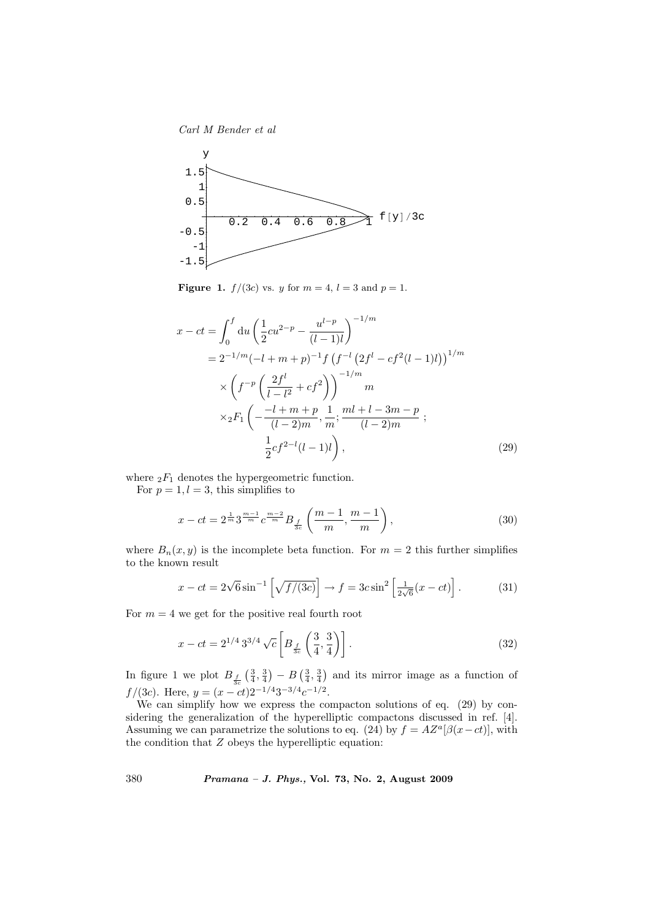y

1.5

1

0.5

-0.5

-1

-1.5

0.2 0.4 0.6 0.8 1

f[y]/3c

**Figure 1.** $f/(3c)$ vs. $y$ for $m = 4$, $l = 3$ and $p = 1$.

$$
\begin{aligned}
x - ct &= \int_0^f \mathrm{d}u \left( \frac{1}{2} c u^{2-p} - \frac{u^{l-p}}{(l-1)l} \right)^{-1/m} \\
&= 2^{-1/m} (-l + m + p)^{-1} f \left( f^{-l} \left( 2f^l - c f^2 (l-1) l \right) \right)^{1/m} \\
&\quad \times \left( f^{-p} \left( \frac{2f^l}{l - l^2} + c f^2 \right) \right)^{-1/m} m \\
&\quad \times {}_2F_1 \left( -\frac{-l + m + p}{(l-2)m}, \frac{1}{m}; \frac{ml + l - 3m - p}{(l-2)m} ; \right. \\
&\qquad \left. \frac{1}{2} c f^{2-l} (l-1) l \right),
\end{aligned} \tag{29}
$$

where ${}_2F_1$ denotes the hypergeometric function.

For $p = 1, l = 3$, this simplifies to

$$
x - ct = 2^{\frac{1}{m}} 3^{\frac{m-1}{m}} c^{\frac{m-2}{m}} B_{\frac{f}{3c}} \left( \frac{m-1}{m}, \frac{m-1}{m} \right), \tag{30}
$$

where $B_n(x, y)$ is the incomplete beta function. For $m = 2$ this further simplifies to the known result

$$
x - ct = 2\sqrt{6} \sin^{-1} \left[ \sqrt{f/(3c)} \right] \rightarrow f = 3c \sin^2 \left[ \tfrac{1}{2\sqrt{6}} (x - ct) \right]. \tag{31}
$$

For $m = 4$ we get for the positive real fourth root

$$
x - ct = 2^{1/4} \, 3^{3/4} \sqrt{c} \left[ B_{\frac{f}{3c}} \left( \frac{3}{4}, \frac{3}{4} \right) \right]. \tag{32}
$$

In figure 1 we plot $B_{\frac{f}{3c}} \left( \frac{3}{4}, \frac{3}{4} \right) - B \left( \frac{3}{4}, \frac{3}{4} \right)$ and its mirror image as a function of $f/(3c)$. Here, $y = (x - ct) 2^{-1/4} 3^{-3/4} c^{-1/2}$.

We can simplify how we express the compacton solutions of eq. (29) by considering the generalization of the hyperelliptic compactons discussed in ref. [4]. Assuming we can parametrize the solutions to eq. (24) by $f = A Z^a [\beta(x - ct)]$, with the condition that $Z$ obeys the hyperelliptic equation: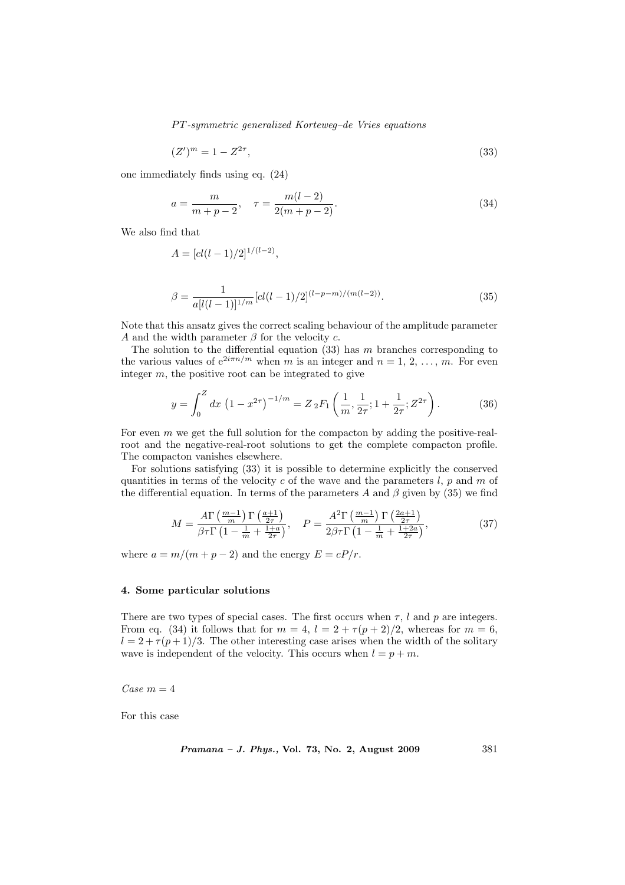$$(Z')^m = 1 - Z^{2\tau}, \tag{33}$$

one immediately finds using eq. (24)

$$a = \frac{m}{m+p-2}, \quad \tau = \frac{m(l-2)}{2(m+p-2)}. \tag{34}$$

We also find that

$$A = [cl(l-1)/2]^{1/(l-2)},$$

$$\beta = \frac{1}{a[l(l-1)]^{1/m}} [cl(l-1)/2]^{(l-p-m)/(m(l-2))}. \tag{35}$$

Note that this ansatz gives the correct scaling behaviour of the amplitude parameter $A$ and the width parameter $\beta$ for the velocity $c$.

The solution to the differential equation (33) has $m$ branches corresponding to the various values of $e^{2i\pi n/m}$ when $m$ is an integer and $n = 1, 2, \ldots, m$. For even integer $m$, the positive root can be integrated to give

$$y = \int_0^Z dx \left(1 - x^{2\tau}\right)^{-1/m} = Z \, {}_2F_1\left(\frac{1}{m}, \frac{1}{2\tau}; 1 + \frac{1}{2\tau}; Z^{2\tau}\right). \tag{36}$$

For even $m$ we get the full solution for the compacton by adding the positive-real-root and the negative-real-root solutions to get the complete compacton profile. The compacton vanishes elsewhere.

For solutions satisfying (33) it is possible to determine explicitly the conserved quantities in terms of the velocity $c$ of the wave and the parameters $l$, $p$ and $m$ of the differential equation. In terms of the parameters $A$ and $\beta$ given by (35) we find

$$M = \frac{A\Gamma\left(\frac{m-1}{m}\right)\Gamma\left(\frac{a+1}{2\tau}\right)}{\beta\tau\Gamma\left(1 - \frac{1}{m} + \frac{1+a}{2\tau}\right)}, \quad P = \frac{A^2\Gamma\left(\frac{m-1}{m}\right)\Gamma\left(\frac{2a+1}{2\tau}\right)}{2\beta\tau\Gamma\left(1 - \frac{1}{m} + \frac{1+2a}{2\tau}\right)}, \tag{37}$$

where $a = m/(m+p-2)$ and the energy $E = cP/r$.

## 4. Some particular solutions

There are two types of special cases. The first occurs when $\tau$, $l$ and $p$ are integers. From eq. (34) it follows that for $m = 4$, $l = 2 + \tau(p+2)/2$, whereas for $m = 6$, $l = 2 + \tau(p+1)/3$. The other interesting case arises when the width of the solitary wave is independent of the velocity. This occurs when $l = p + m$.

*Case* $m = 4$

For this case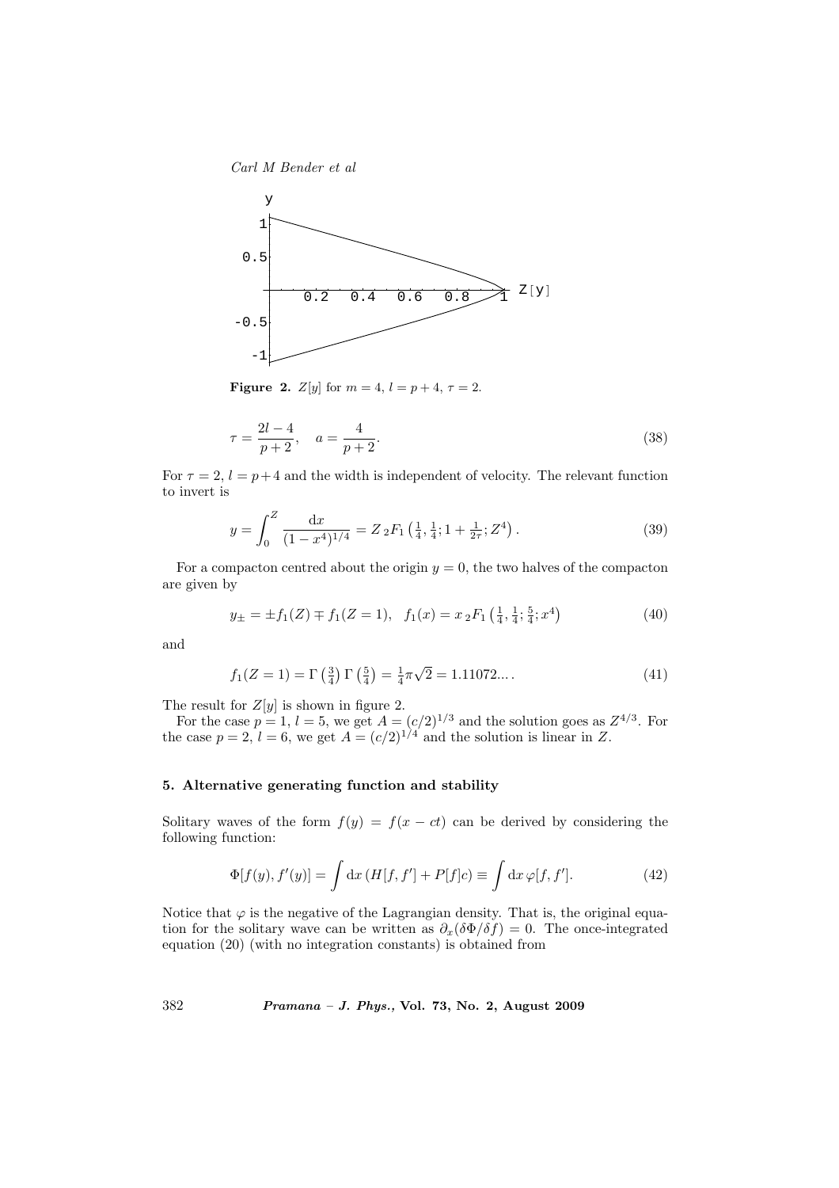y

1

0.5

0.2 0.4 0.6 0.8 1 Z[y]

-0.5

-1

**Figure 2.** $Z[y]$ for $m = 4$, $l = p + 4$, $\tau = 2$.

$$\tau = \frac{2l - 4}{p + 2}, \quad a = \frac{4}{p + 2}. \tag{38}$$

For $\tau = 2$, $l = p + 4$ and the width is independent of velocity. The relevant function to invert is

$$y = \int_0^Z \frac{\mathrm{d}x}{(1 - x^4)^{1/4}} = Z\, {}_2F_1\left(\tfrac{1}{4}, \tfrac{1}{4}; 1 + \tfrac{1}{2\tau}; Z^4\right). \tag{39}$$

For a compacton centred about the origin $y = 0$, the two halves of the compacton are given by

$$y_\pm = \pm f_1(Z) \mp f_1(Z = 1), \quad f_1(x) = x\, {}_2F_1\left(\tfrac{1}{4}, \tfrac{1}{4}; \tfrac{5}{4}; x^4\right) \tag{40}$$

and

$$f_1(Z = 1) = \Gamma\left(\tfrac{3}{4}\right)\Gamma\left(\tfrac{5}{4}\right) = \tfrac{1}{4}\pi\sqrt{2} = 1.11072\ldots. \tag{41}$$

The result for $Z[y]$ is shown in figure 2.

For the case $p = 1$, $l = 5$, we get $A = (c/2)^{1/3}$ and the solution goes as $Z^{4/3}$. For the case $p = 2$, $l = 6$, we get $A = (c/2)^{1/4}$ and the solution is linear in $Z$.

### 5. Alternative generating function and stability

Solitary waves of the form $f(y) = f(x - ct)$ can be derived by considering the following function:

$$\Phi[f(y), f'(y)] = \int \mathrm{d}x\, (H[f, f'] + P[f]c) \equiv \int \mathrm{d}x\, \varphi[f, f']. \tag{42}$$

Notice that $\varphi$ is the negative of the Lagrangian density. That is, the original equation for the solitary wave can be written as $\partial_x(\delta\Phi/\delta f) = 0$. The once-integrated equation (20) (with no integration constants) is obtained from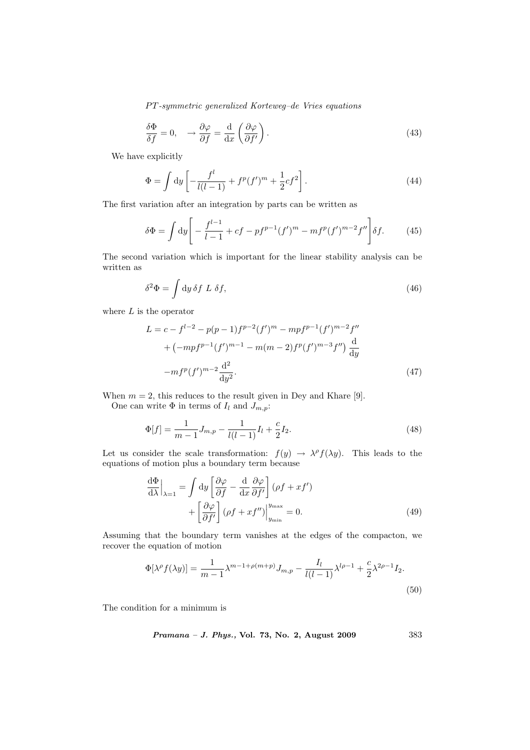$$\frac{\delta\Phi}{\delta f} = 0, \quad \rightarrow \frac{\partial\varphi}{\partial f} = \frac{\mathrm{d}}{\mathrm{d}x}\left(\frac{\partial\varphi}{\partial f'}\right). \tag{43}$$

We have explicitly

$$\Phi = \int \mathrm{d}y \left[-\frac{f^l}{l(l-1)} + f^p (f')^m + \frac{1}{2}cf^2\right]. \tag{44}$$

The first variation after an integration by parts can be written as

$$\delta\Phi = \int \mathrm{d}y \Bigg[-\frac{f^{l-1}}{l-1} + cf - pf^{p-1}(f')^m - mf^p(f')^{m-2}f''\Bigg]\delta f. \tag{45}$$

The second variation which is important for the linear stability analysis can be written as

$$\delta^2\Phi = \int \mathrm{d}y\, \delta f \ L \ \delta f, \tag{46}$$

where $L$ is the operator

$$\begin{aligned} L = {} & c - f^{l-2} - p(p-1)f^{p-2}(f')^m - mpf^{p-1}(f')^{m-2}f'' \\ & + \left(-mpf^{p-1}(f')^{m-1} - m(m-2)f^p(f')^{m-3}f''\right)\frac{\mathrm{d}}{\mathrm{d}y} \\ & - mf^p(f')^{m-2}\frac{\mathrm{d}^2}{\mathrm{d}y^2}. \end{aligned} \tag{47}$$

When $m = 2$, this reduces to the result given in Dey and Khare [9].

One can write $\Phi$ in terms of $I_l$ and $J_{m,p}$:

$$\Phi[f] = \frac{1}{m-1}J_{m,p} - \frac{1}{l(l-1)}I_l + \frac{c}{2}I_2. \tag{48}$$

Let us consider the scale transformation: $f(y) \rightarrow \lambda^\rho f(\lambda y)$. This leads to the equations of motion plus a boundary term because

$$\begin{aligned} \frac{\mathrm{d}\Phi}{\mathrm{d}\lambda}\Big|_{\lambda=1} = {} & \int \mathrm{d}y \left[\frac{\partial\varphi}{\partial f} - \frac{\mathrm{d}}{\mathrm{d}x}\frac{\partial\varphi}{\partial f'}\right](\rho f + xf') \\ & + \left[\frac{\partial\varphi}{\partial f'}\right](\rho f + xf'')\Big|_{y_{\min}}^{y_{\max}} = 0. \end{aligned} \tag{49}$$

Assuming that the boundary term vanishes at the edges of the compacton, we recover the equation of motion

$$\Phi[\lambda^\rho f(\lambda y)] = \frac{1}{m-1}\lambda^{m-1+\rho(m+p)}J_{m,p} - \frac{I_l}{l(l-1)}\lambda^{l\rho-1} + \frac{c}{2}\lambda^{2\rho-1}I_2. \tag{50}$$

The condition for a minimum is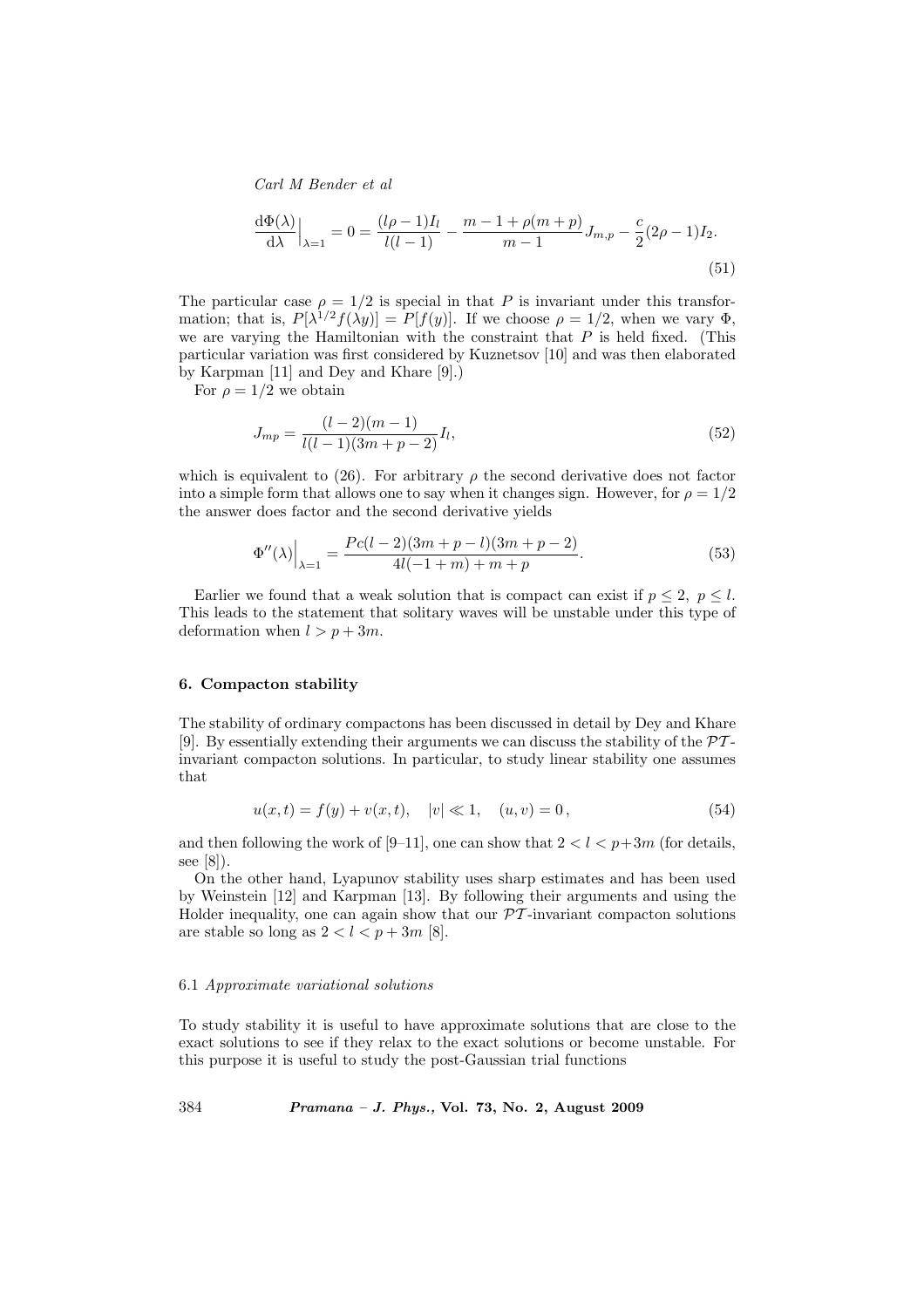$$\frac{\mathrm{d}\Phi(\lambda)}{\mathrm{d}\lambda}\Big|_{\lambda=1} = 0 = \frac{(l\rho-1)I_l}{l(l-1)} - \frac{m-1+\rho(m+p)}{m-1}J_{m,p} - \frac{c}{2}(2\rho-1)I_2. \tag{51}$$

The particular case $\rho = 1/2$ is special in that $P$ is invariant under this transformation; that is, $P[\lambda^{1/2}f(\lambda y)] = P[f(y)]$. If we choose $\rho = 1/2$, when we vary $\Phi$, we are varying the Hamiltonian with the constraint that $P$ is held fixed. (This particular variation was first considered by Kuznetsov [10] and was then elaborated by Karpman [11] and Dey and Khare [9].)

For $\rho = 1/2$ we obtain

$$J_{mp} = \frac{(l-2)(m-1)}{l(l-1)(3m+p-2)}I_l, \tag{52}$$

which is equivalent to (26). For arbitrary $\rho$ the second derivative does not factor into a simple form that allows one to say when it changes sign. However, for $\rho = 1/2$ the answer does factor and the second derivative yields

$$\Phi''(\lambda)\Big|_{\lambda=1} = \frac{Pc(l-2)(3m+p-l)(3m+p-2)}{4l(-1+m)+m+p}. \tag{53}$$

Earlier we found that a weak solution that is compact can exist if $p \le 2,\ p \le l$. This leads to the statement that solitary waves will be unstable under this type of deformation when $l > p+3m$.

## 6. Compacton stability

The stability of ordinary compactons has been discussed in detail by Dey and Khare [9]. By essentially extending their arguments we can discuss the stability of the $\mathcal{PT}$-invariant compacton solutions. In particular, to study linear stability one assumes that

$$u(x,t) = f(y) + v(x,t), \quad |v| \ll 1, \quad (u,v) = 0\,, \tag{54}$$

and then following the work of [9–11], one can show that $2 < l < p+3m$ (for details, see [8]).

On the other hand, Lyapunov stability uses sharp estimates and has been used by Weinstein [12] and Karpman [13]. By following their arguments and using the Holder inequality, one can again show that our $\mathcal{PT}$-invariant compacton solutions are stable so long as $2 < l < p+3m$ [8].

### 6.1 *Approximate variational solutions*

To study stability it is useful to have approximate solutions that are close to the exact solutions to see if they relax to the exact solutions or become unstable. For this purpose it is useful to study the post-Gaussian trial functions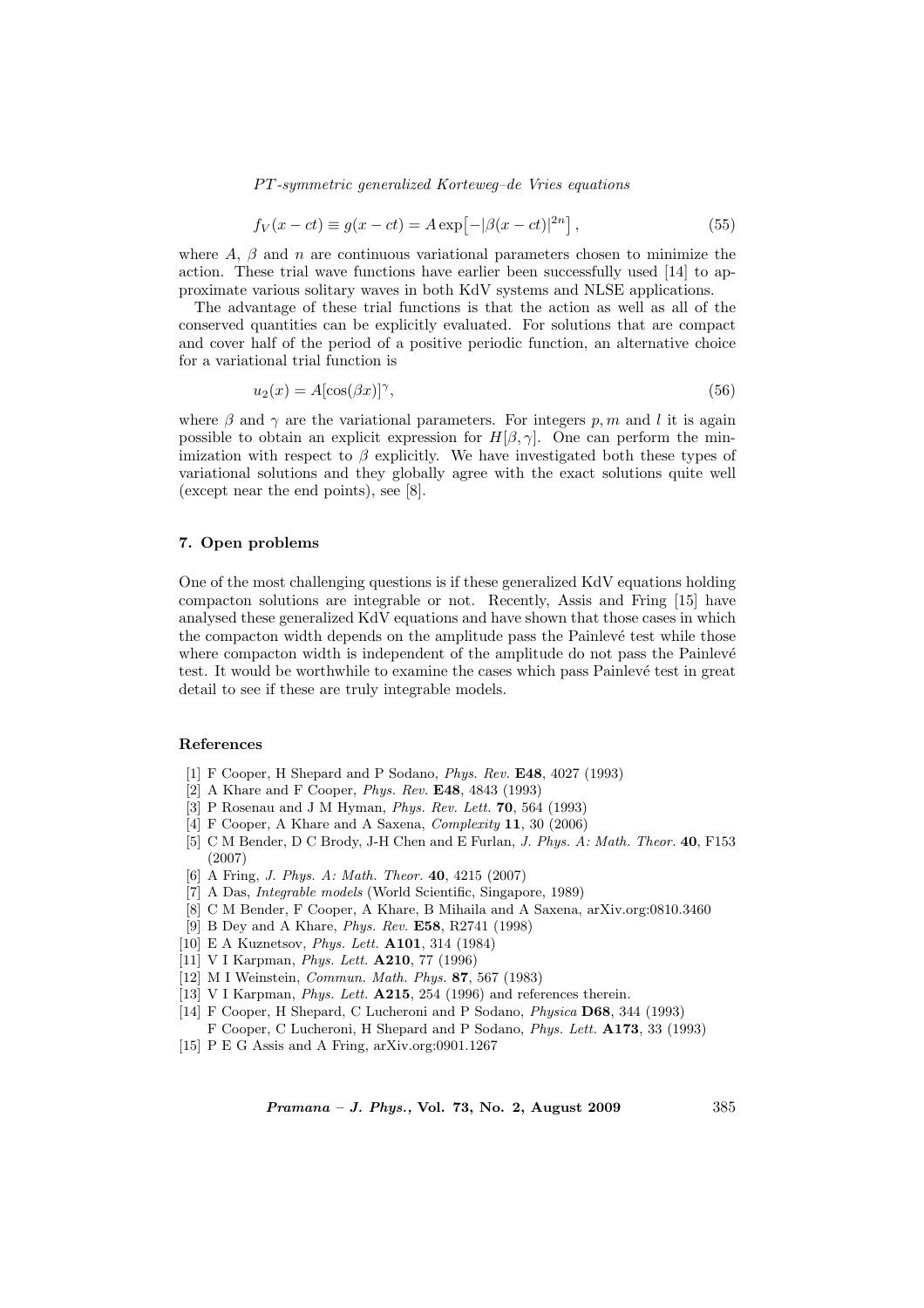$$f_V(x - ct) \equiv g(x - ct) = A \exp\left[-|\beta(x - ct)|^{2n}\right], \tag{55}$$

where $A$, $\beta$ and $n$ are continuous variational parameters chosen to minimize the action. These trial wave functions have earlier been successfully used [14] to approximate various solitary waves in both KdV systems and NLSE applications.

The advantage of these trial functions is that the action as well as all of the conserved quantities can be explicitly evaluated. For solutions that are compact and cover half of the period of a positive periodic function, an alternative choice for a variational trial function is

$$u_2(x) = A[\cos(\beta x)]^{\gamma}, \tag{56}$$

where $\beta$ and $\gamma$ are the variational parameters. For integers $p, m$ and $l$ it is again possible to obtain an explicit expression for $H[\beta, \gamma]$. One can perform the minimization with respect to $\beta$ explicitly. We have investigated both these types of variational solutions and they globally agree with the exact solutions quite well (except near the end points), see [8].

## 7. Open problems

One of the most challenging questions is if these generalized KdV equations holding compacton solutions are integrable or not. Recently, Assis and Fring [15] have analysed these generalized KdV equations and have shown that those cases in which the compacton width depends on the amplitude pass the Painlevé test while those where compacton width is independent of the amplitude do not pass the Painlevé test. It would be worthwhile to examine the cases which pass Painlevé test in great detail to see if these are truly integrable models.

## References

[1] F Cooper, H Shepard and P Sodano, *Phys. Rev.* **E48**, 4027 (1993)
[2] A Khare and F Cooper, *Phys. Rev.* **E48**, 4843 (1993)
[3] P Rosenau and J M Hyman, *Phys. Rev. Lett.* **70**, 564 (1993)
[4] F Cooper, A Khare and A Saxena, *Complexity* **11**, 30 (2006)
[5] C M Bender, D C Brody, J-H Chen and E Furlan, *J. Phys. A: Math. Theor.* **40**, F153 (2007)
[6] A Fring, *J. Phys. A: Math. Theor.* **40**, 4215 (2007)
[7] A Das, *Integrable models* (World Scientific, Singapore, 1989)
[8] C M Bender, F Cooper, A Khare, B Mihaila and A Saxena, arXiv.org:0810.3460
[9] B Dey and A Khare, *Phys. Rev.* **E58**, R2741 (1998)
[10] E A Kuznetsov, *Phys. Lett.* **A101**, 314 (1984)
[11] V I Karpman, *Phys. Lett.* **A210**, 77 (1996)
[12] M I Weinstein, *Commun. Math. Phys.* **87**, 567 (1983)
[13] V I Karpman, *Phys. Lett.* **A215**, 254 (1996) and references therein.
[14] F Cooper, H Shepard, C Lucheroni and P Sodano, *Physica* **D68**, 344 (1993)
F Cooper, C Lucheroni, H Shepard and P Sodano, *Phys. Lett.* **A173**, 33 (1993)
[15] P E G Assis and A Fring, arXiv.org:0901.1267